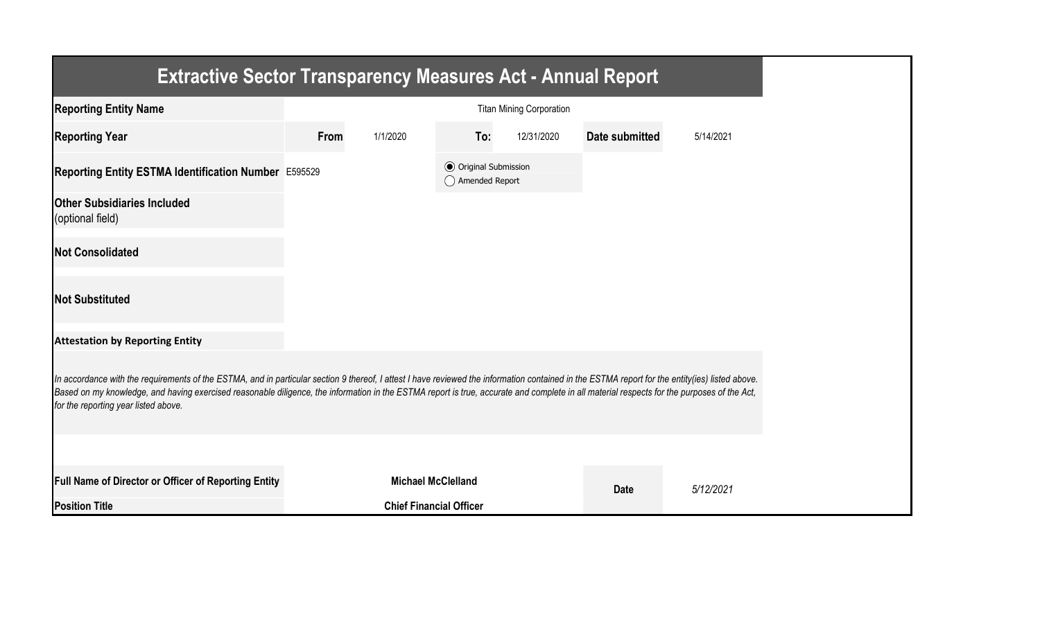# Extractive Sector Transparency Measures Act - Annual Report

| Reporting Entity Name | Titan Mining Corporation | | | | | |
|---|---|---|---|---|---|---|
| **Reporting Year** | **From** | 1/1/2020 | **To:** | 12/31/2020 | **Date submitted** | 5/14/2021 |
| **Reporting Entity ESTMA Identification Number** | E595529 | | (●) Original Submission ( ) Amended Report | | | |
| **Other Subsidiaries Included** (optional field) | | | | | | |
| **Not Consolidated** | | | | | | |
| **Not Substituted** | | | | | | |

**Attestation by Reporting Entity**

*In accordance with the requirements of the ESTMA, and in particular section 9 thereof, I attest I have reviewed the information contained in the ESTMA report for the entity(ies) listed above. Based on my knowledge, and having exercised reasonable diligence, the information in the ESTMA report is true, accurate and complete in all material respects for the purposes of the Act, for the reporting year listed above.*

| Full Name of Director or Officer of Reporting Entity | Michael McClelland | Date | *5/12/2021* |
|---|---|---|---|
| **Position Title** | **Chief Financial Officer** | | |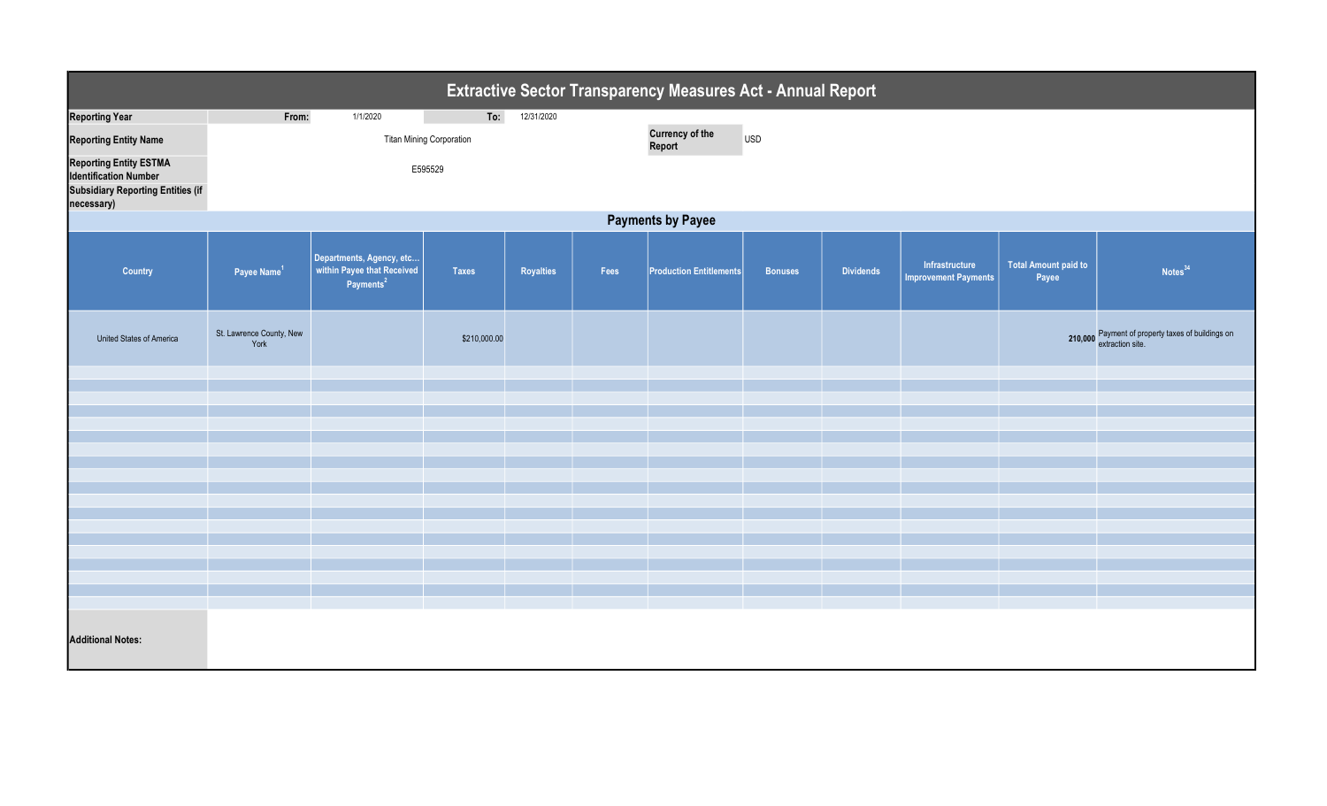# Extractive Sector Transparency Measures Act - Annual Report

| | | | |
|---|---|---|---|
| **Reporting Year** | **From:** 1/1/2020 | **To:** 12/31/2020 | |
| **Reporting Entity Name** | Titan Mining Corporation | **Currency of the Report** | USD |
| **Reporting Entity ESTMA Identification Number** | E595529 | | |
| **Subsidiary Reporting Entities (if necessary)** | | | |

## Payments by Payee

| Country | Payee Name[1] | Departments, Agency, etc… within Payee that Received Payments[2] | Taxes | Royalties | Fees | Production Entitlements | Bonuses | Dividends | Infrastructure Improvement Payments | Total Amount paid to Payee | Notes[34] |
|---|---|---|---|---|---|---|---|---|---|---|---|
| United States of America | St. Lawrence County, New York | | $210,000.00 | | | | | | | 210,000 | Payment of property taxes of buildings on extraction site. |

**Additional Notes:**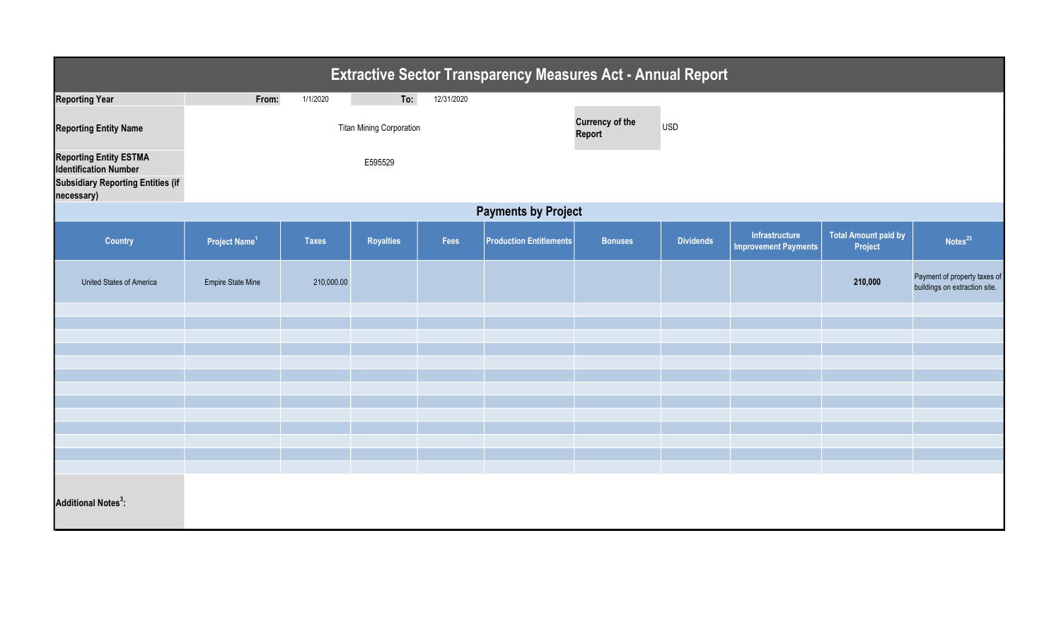# Extractive Sector Transparency Measures Act - Annual Report

| | | | | |
|---|---|---|---|---|
| **Reporting Year** | **From:** | 1/1/2020 | **To:** | 12/31/2020 |
| **Reporting Entity Name** | Titan Mining Corporation | | **Currency of the Report** | USD |
| **Reporting Entity ESTMA Identification Number** | E595529 | | | |
| **Subsidiary Reporting Entities (if necessary)** | | | | |

## Payments by Project

| Country | Project Name[1] | Taxes | Royalties | Fees | Production Entitlements | Bonuses | Dividends | Infrastructure Improvement Payments | Total Amount paid by Project | Notes[23] |
|---|---|---|---|---|---|---|---|---|---|---|
| United States of America | Empire State Mine | 210,000.00 | | | | | | | **210,000** | Payment of property taxes of buildings on extraction site. |

**Additional Notes[3]:**